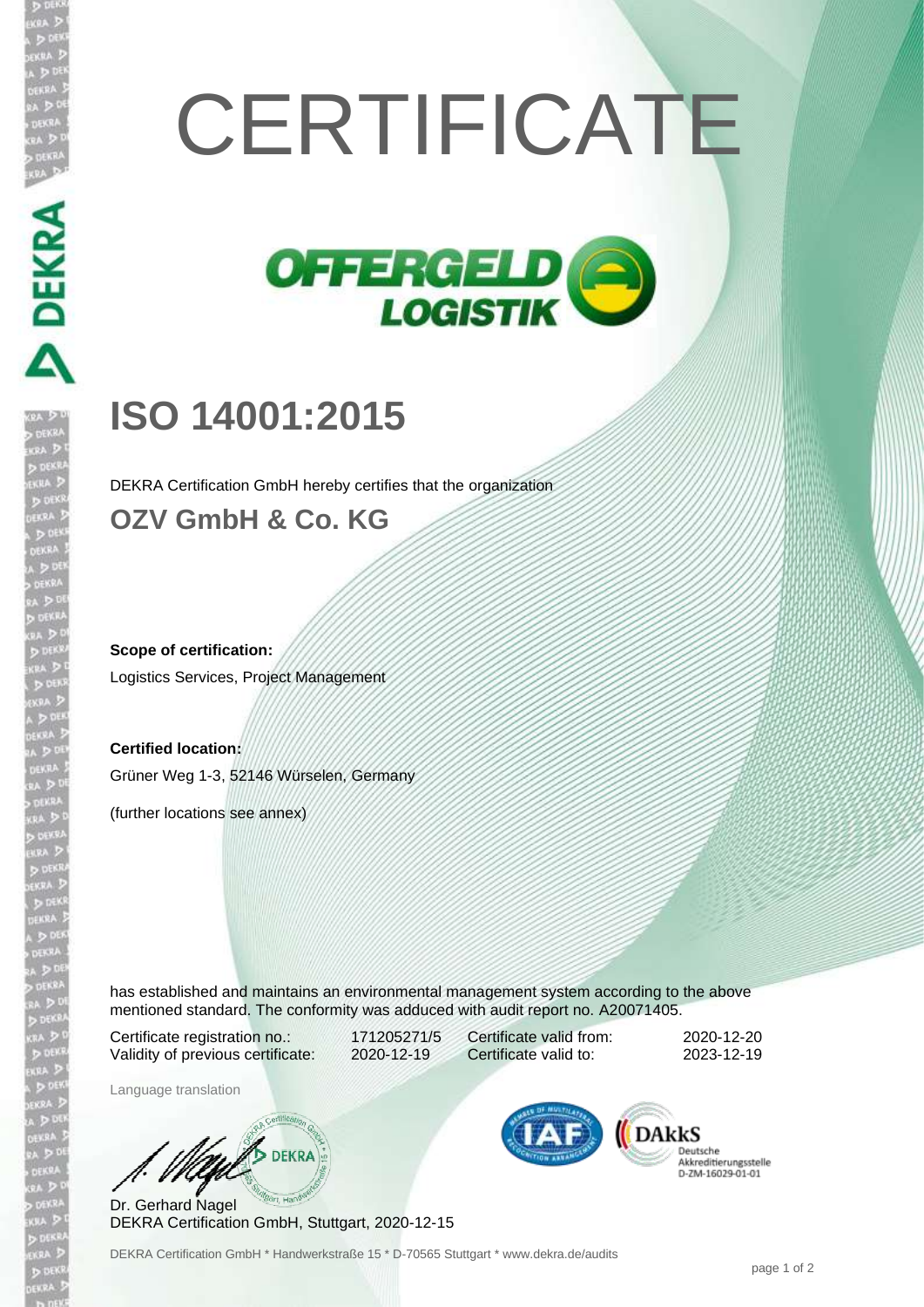# CERTIFICATE

OFFERGELD LOGISTIK

## ISO 14001:2015

DEKRA Certification GmbH hereby certifies that the organization

### OZV GmbH & Co. KG

**Scope of certification:**

Logistics Services, Project Management

**Certified location:**

Grüner Weg 1-3, 52146 Würselen, Germany

(further locations see annex)

has established and maintains an environmental management system according to the above mentioned standard. The conformity was adduced with audit report no. A20071405.

| Certificate registration no.: | 171205271/5 | Certificate valid from: | 2020-12-20 |
|---|---|---|---|
| Validity of previous certificate: | 2020-12-19 | Certificate valid to: | 2023-12-19 |

Language translation

Dr. Gerhard Nagel
DEKRA Certification GmbH, Stuttgart, 2020-12-15

DAkkS Deutsche Akkreditierungsstelle D-ZM-16029-01-01

DEKRA Certification GmbH * Handwerkstraße 15 * D-70565 Stuttgart * www.dekra.de/audits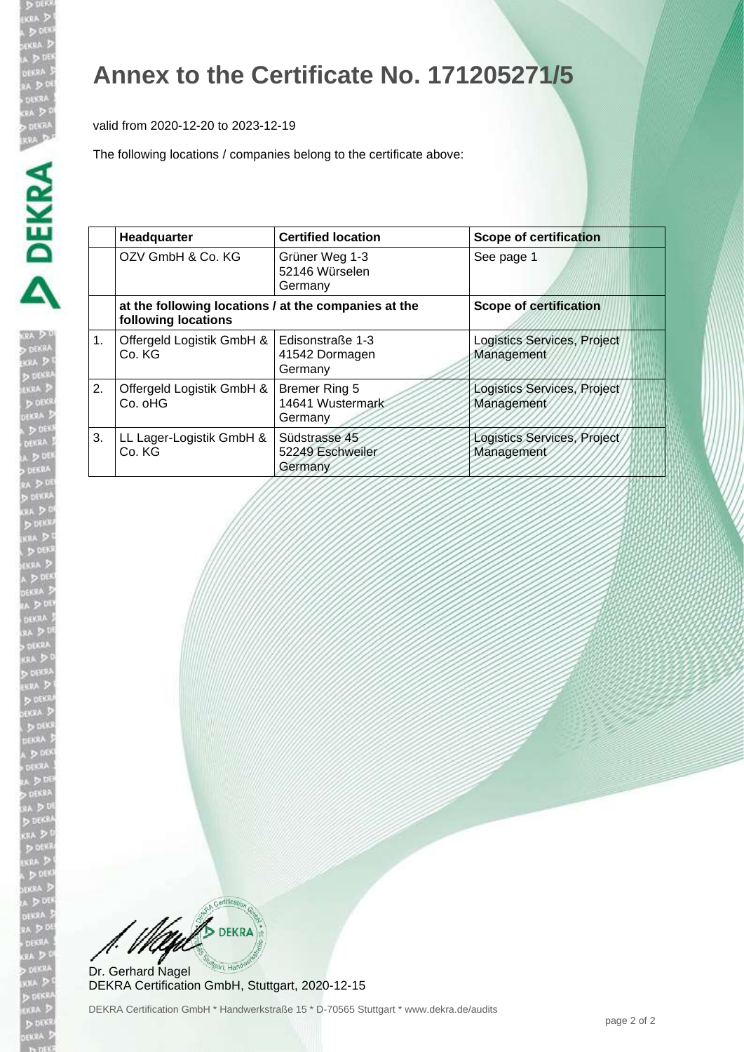# Annex to the Certificate No. 171205271/5

valid from 2020-12-20 to 2023-12-19

The following locations / companies belong to the certificate above:

| | Headquarter | Certified location | Scope of certification |
|---|---|---|---|
| | OZV GmbH & Co. KG | Grüner Weg 1-3<br>52146 Würselen<br>Germany | See page 1 |
| | **at the following locations / at the companies at the following locations** | | **Scope of certification** |
| 1. | Offergeld Logistik GmbH & Co. KG | Edisonstraße 1-3<br>41542 Dormagen<br>Germany | Logistics Services, Project Management |
| 2. | Offergeld Logistik GmbH & Co. oHG | Bremer Ring 5<br>14641 Wustermark<br>Germany | Logistics Services, Project Management |
| 3. | LL Lager-Logistik GmbH & Co. KG | Südstrasse 45<br>52249 Eschweiler<br>Germany | Logistics Services, Project Management |

Dr. Gerhard Nagel
DEKRA Certification GmbH, Stuttgart, 2020-12-15

DEKRA Certification GmbH * Handwerkstraße 15 * D-70565 Stuttgart * www.dekra.de/audits